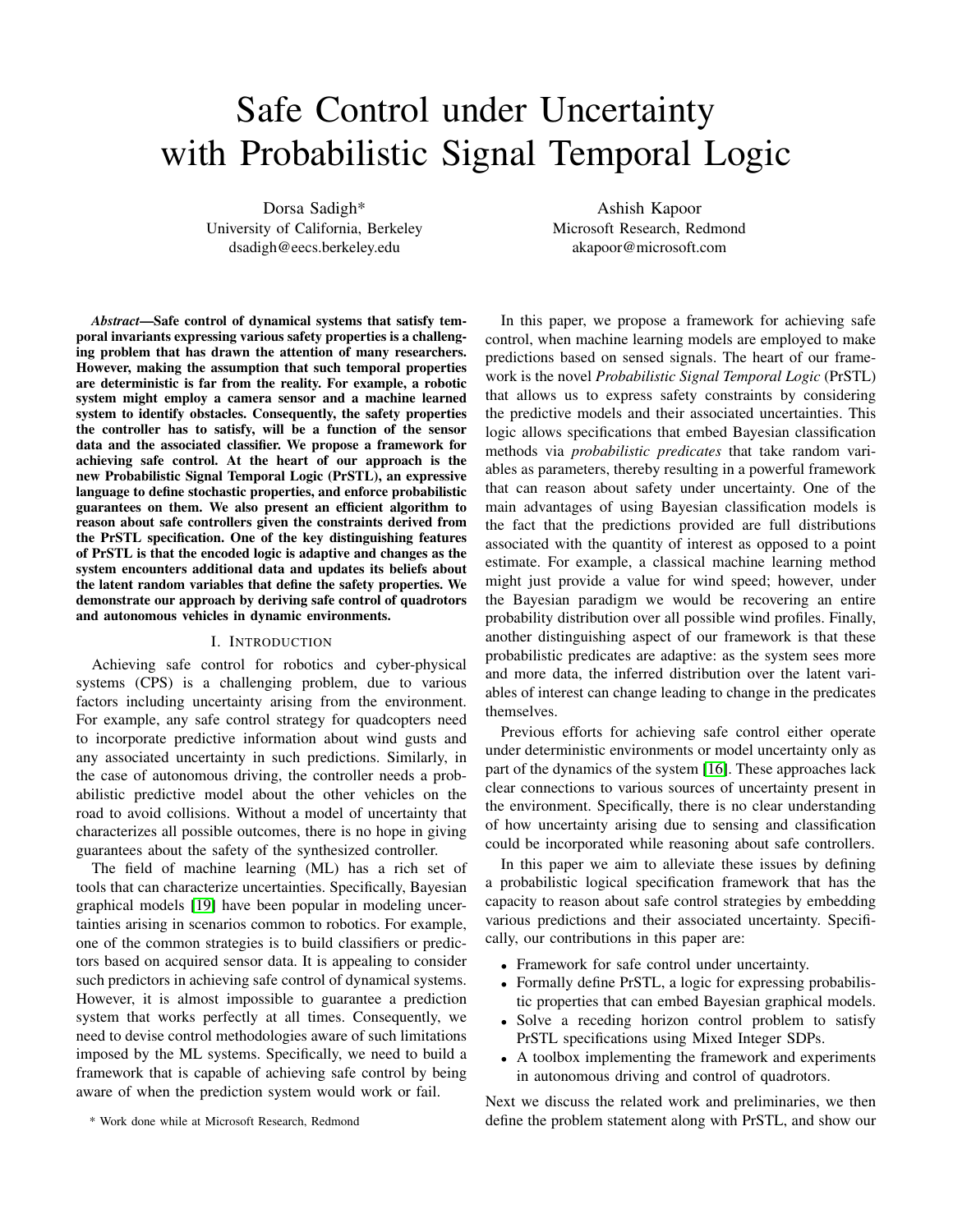# Safe Control under Uncertainty with Probabilistic Signal Temporal Logic

Dorsa Sadigh*
University of California, Berkeley
dsadigh@eecs.berkeley.edu

Ashish Kapoor
Microsoft Research, Redmond
akapoor@microsoft.com

***Abstract*—Safe control of dynamical systems that satisfy temporal invariants expressing various safety properties is a challenging problem that has drawn the attention of many researchers. However, making the assumption that such temporal properties are deterministic is far from the reality. For example, a robotic system might employ a camera sensor and a machine learned system to identify obstacles. Consequently, the safety properties the controller has to satisfy, will be a function of the sensor data and the associated classifier. We propose a framework for achieving safe control. At the heart of our approach is the new Probabilistic Signal Temporal Logic (PrSTL), an expressive language to define stochastic properties, and enforce probabilistic guarantees on them. We also present an efficient algorithm to reason about safe controllers given the constraints derived from the PrSTL specification. One of the key distinguishing features of PrSTL is that the encoded logic is adaptive and changes as the system encounters additional data and updates its beliefs about the latent random variables that define the safety properties. We demonstrate our approach by deriving safe control of quadrotors and autonomous vehicles in dynamic environments.**

## I. Introduction

Achieving safe control for robotics and cyber-physical systems (CPS) is a challenging problem, due to various factors including uncertainty arising from the environment. For example, any safe control strategy for quadcopters need to incorporate predictive information about wind gusts and any associated uncertainty in such predictions. Similarly, in the case of autonomous driving, the controller needs a probabilistic predictive model about the other vehicles on the road to avoid collisions. Without a model of uncertainty that characterizes all possible outcomes, there is no hope in giving guarantees about the safety of the synthesized controller.

The field of machine learning (ML) has a rich set of tools that can characterize uncertainties. Specifically, Bayesian graphical models [19] have been popular in modeling uncertainties arising in scenarios common to robotics. For example, one of the common strategies is to build classifiers or predictors based on acquired sensor data. It is appealing to consider such predictors in achieving safe control of dynamical systems. However, it is almost impossible to guarantee a prediction system that works perfectly at all times. Consequently, we need to devise control methodologies aware of such limitations imposed by the ML systems. Specifically, we need to build a framework that is capable of achieving safe control by being aware of when the prediction system would work or fail.

In this paper, we propose a framework for achieving safe control, when machine learning models are employed to make predictions based on sensed signals. The heart of our framework is the novel *Probabilistic Signal Temporal Logic* (PrSTL) that allows us to express safety constraints by considering the predictive models and their associated uncertainties. This logic allows specifications that embed Bayesian classification methods via *probabilistic predicates* that take random variables as parameters, thereby resulting in a powerful framework that can reason about safety under uncertainty. One of the main advantages of using Bayesian classification models is the fact that the predictions provided are full distributions associated with the quantity of interest as opposed to a point estimate. For example, a classical machine learning method might just provide a value for wind speed; however, under the Bayesian paradigm we would be recovering an entire probability distribution over all possible wind profiles. Finally, another distinguishing aspect of our framework is that these probabilistic predicates are adaptive: as the system sees more and more data, the inferred distribution over the latent variables of interest can change leading to change in the predicates themselves.

Previous efforts for achieving safe control either operate under deterministic environments or model uncertainty only as part of the dynamics of the system [16]. These approaches lack clear connections to various sources of uncertainty present in the environment. Specifically, there is no clear understanding of how uncertainty arising due to sensing and classification could be incorporated while reasoning about safe controllers.

In this paper we aim to alleviate these issues by defining a probabilistic logical specification framework that has the capacity to reason about safe control strategies by embedding various predictions and their associated uncertainty. Specifically, our contributions in this paper are:

- Framework for safe control under uncertainty.
- Formally define PrSTL, a logic for expressing probabilistic properties that can embed Bayesian graphical models.
- Solve a receding horizon control problem to satisfy PrSTL specifications using Mixed Integer SDPs.
- A toolbox implementing the framework and experiments in autonomous driving and control of quadrotors.

Next we discuss the related work and preliminaries, we then define the problem statement along with PrSTL, and show our

\* Work done while at Microsoft Research, Redmond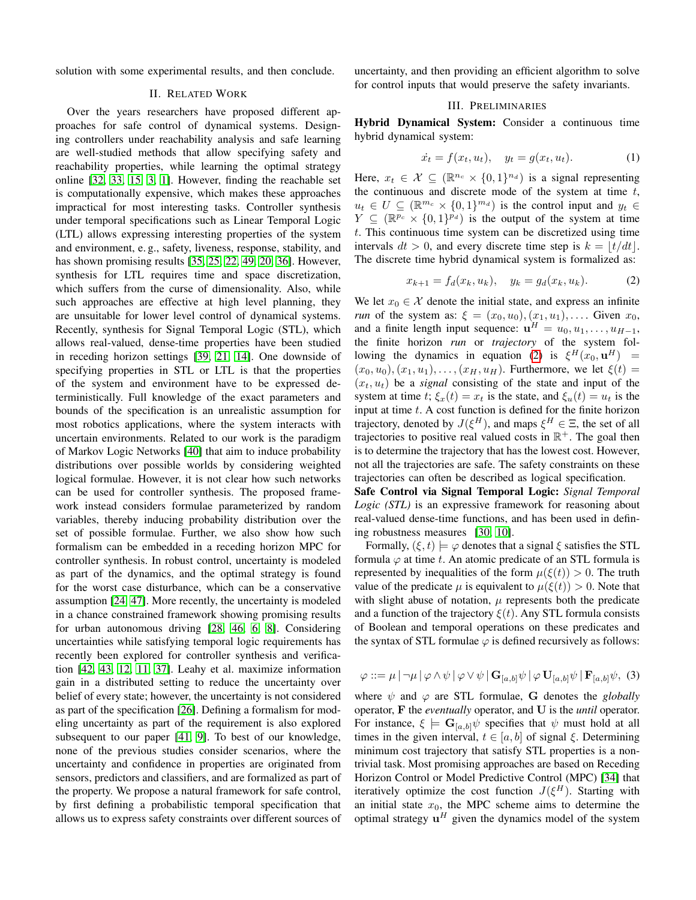solution with some experimental results, and then conclude.

## II. Related Work

Over the years researchers have proposed different approaches for safe control of dynamical systems. Designing controllers under reachability analysis and safe learning are well-studied methods that allow specifying safety and reachability properties, while learning the optimal strategy online [32, 33, 15, 3, 1]. However, finding the reachable set is computationally expensive, which makes these approaches impractical for most interesting tasks. Controller synthesis under temporal specifications such as Linear Temporal Logic (LTL) allows expressing interesting properties of the system and environment, e. g., safety, liveness, response, stability, and has shown promising results [35, 25, 22, 49, 20, 36]. However, synthesis for LTL requires time and space discretization, which suffers from the curse of dimensionality. Also, while such approaches are effective at high level planning, they are unsuitable for lower level control of dynamical systems. Recently, synthesis for Signal Temporal Logic (STL), which allows real-valued, dense-time properties have been studied in receding horizon settings [39, 21, 14]. One downside of specifying properties in STL or LTL is that the properties of the system and environment have to be expressed deterministically. Full knowledge of the exact parameters and bounds of the specification is an unrealistic assumption for most robotics applications, where the system interacts with uncertain environments. Related to our work is the paradigm of Markov Logic Networks [40] that aim to induce probability distributions over possible worlds by considering weighted logical formulae. However, it is not clear how such networks can be used for controller synthesis. The proposed framework instead considers formulae parameterized by random variables, thereby inducing probability distribution over the set of possible formulae. Further, we also show how such formalism can be embedded in a receding horizon MPC for controller synthesis. In robust control, uncertainty is modeled as part of the dynamics, and the optimal strategy is found for the worst case disturbance, which can be a conservative assumption [24, 47]. More recently, the uncertainty is modeled in a chance constrained framework showing promising results for urban autonomous driving [28, 46, 6, 8]. Considering uncertainties while satisfying temporal logic requirements has recently been explored for controller synthesis and verification [42, 43, 12, 11, 37]. Leahy et al. maximize information gain in a distributed setting to reduce the uncertainty over belief of every state; however, the uncertainty is not considered as part of the specification [26]. Defining a formalism for modeling uncertainty as part of the requirement is also explored subsequent to our paper [41, 9]. To best of our knowledge, none of the previous studies consider scenarios, where the uncertainty and confidence in properties are originated from sensors, predictors and classifiers, and are formalized as part of the property. We propose a natural framework for safe control, by first defining a probabilistic temporal specification that allows us to express safety constraints over different sources of uncertainty, and then providing an efficient algorithm to solve for control inputs that would preserve the safety invariants.

## III. Preliminaries

**Hybrid Dynamical System:** Consider a continuous time hybrid dynamical system:

$$\dot{x_t} = f(x_t, u_t), \quad y_t = g(x_t, u_t). \tag{1}$$

Here, $x_t \in \mathcal{X} \subseteq (\mathbb{R}^{n_c} \times \{0,1\}^{n_d})$ is a signal representing the continuous and discrete mode of the system at time $t$, $u_t \in U \subseteq (\mathbb{R}^{m_c} \times \{0,1\}^{m_d})$ is the control input and $y_t \in Y \subseteq (\mathbb{R}^{p_c} \times \{0,1\}^{p_d})$ is the output of the system at time $t$. This continuous time system can be discretized using time intervals $dt > 0$, and every discrete time step is $k = \lfloor t/dt \rfloor$. The discrete time hybrid dynamical system is formalized as:

$$x_{k+1} = f_d(x_k, u_k), \quad y_k = g_d(x_k, u_k). \tag{2}$$

We let $x_0 \in \mathcal{X}$ denote the initial state, and express an infinite *run* of the system as: $\xi = (x_0, u_0), (x_1, u_1), \ldots$. Given $x_0$, and a finite length input sequence: $\mathbf{u}^H = u_0, u_1, \ldots, u_{H-1}$, the finite horizon *run* or *trajectory* of the system following the dynamics in equation (2) is $\xi^H(x_0, \mathbf{u}^H) = (x_0, u_0), (x_1, u_1), \ldots, (x_H, u_H)$. Furthermore, we let $\xi(t) = (x_t, u_t)$ be a *signal* consisting of the state and input of the system at time $t$; $\xi_x(t) = x_t$ is the state, and $\xi_u(t) = u_t$ is the input at time $t$. A cost function is defined for the finite horizon trajectory, denoted by $J(\xi^H)$, and maps $\xi^H \in \Xi$, the set of all trajectories to positive real valued costs in $\mathbb{R}^+$. The goal then is to determine the trajectory that has the lowest cost. However, not all the trajectories are safe. The safety constraints on these trajectories can often be described as logical specification.

**Safe Control via Signal Temporal Logic:** *Signal Temporal Logic (STL)* is an expressive framework for reasoning about real-valued dense-time functions, and has been used in defining robustness measures [30, 10].

Formally, $(\xi, t) \models \varphi$ denotes that a signal $\xi$ satisfies the STL formula $\varphi$ at time $t$. An atomic predicate of an STL formula is represented by inequalities of the form $\mu(\xi(t)) > 0$. The truth value of the predicate $\mu$ is equivalent to $\mu(\xi(t)) > 0$. Note that with slight abuse of notation, $\mu$ represents both the predicate and a function of the trajectory $\xi(t)$. Any STL formula consists of Boolean and temporal operations on these predicates and the syntax of STL formulae $\varphi$ is defined recursively as follows:

$$\varphi ::= \mu \,|\, \neg\mu \,|\, \varphi \wedge \psi \,|\, \varphi \vee \psi \,|\, \mathbf{G}_{[a,b]}\psi \,|\, \varphi \,\mathbf{U}_{[a,b]}\psi \,|\, \mathbf{F}_{[a,b]}\psi, \tag{3}$$

where $\psi$ and $\varphi$ are STL formulae, $\mathbf{G}$ denotes the *globally* operator, $\mathbf{F}$ the *eventually* operator, and $\mathbf{U}$ is the *until* operator. For instance, $\xi \models \mathbf{G}_{[a,b]}\psi$ specifies that $\psi$ must hold at all times in the given interval, $t \in [a, b]$ of signal $\xi$. Determining minimum cost trajectory that satisfy STL properties is a non-trivial task. Most promising approaches are based on Receding Horizon Control or Model Predictive Control (MPC) [34] that iteratively optimize the cost function $J(\xi^H)$. Starting with an initial state $x_0$, the MPC scheme aims to determine the optimal strategy $\mathbf{u}^H$ given the dynamics model of the system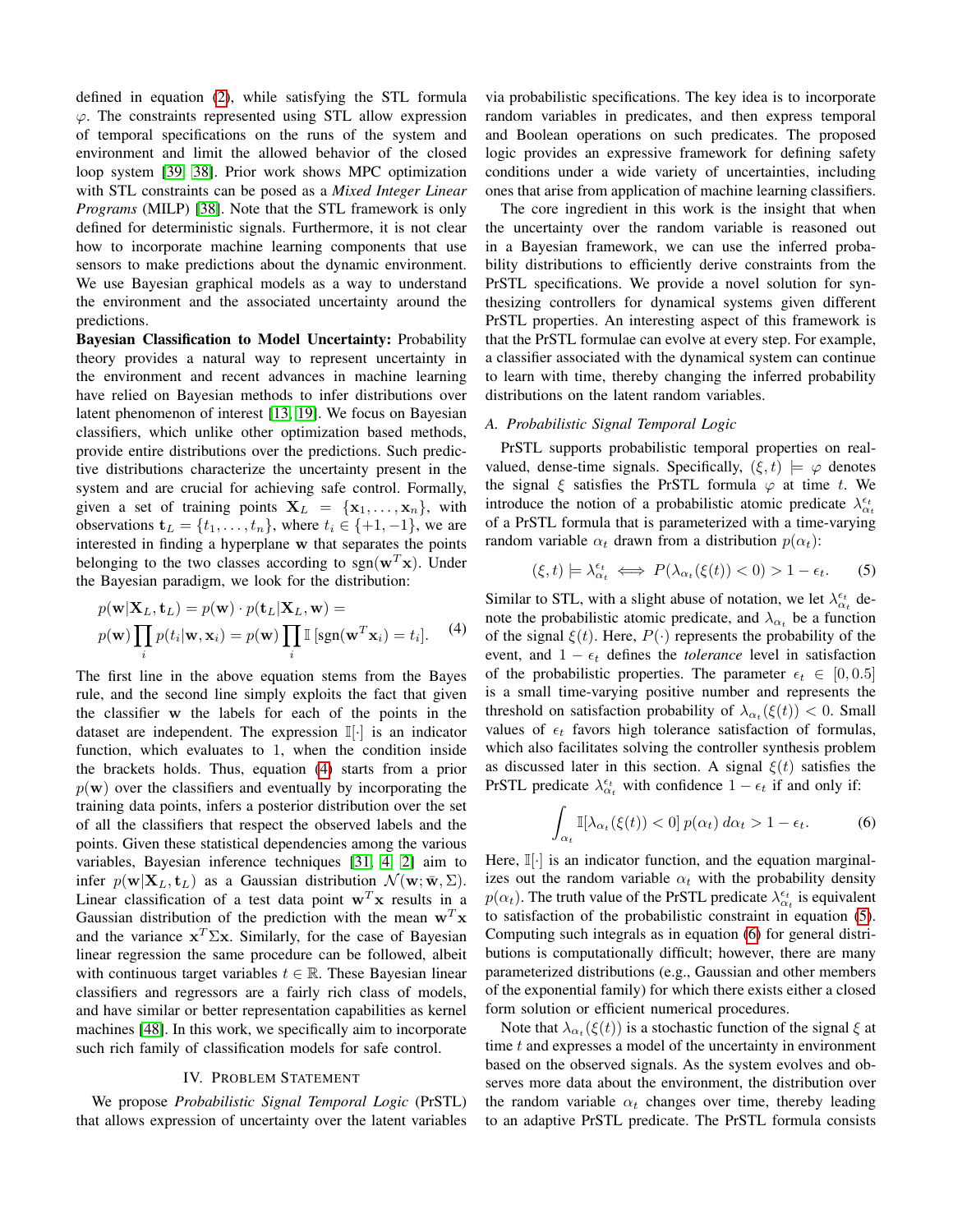defined in equation (2), while satisfying the STL formula $\varphi$. The constraints represented using STL allow expression of temporal specifications on the runs of the system and environment and limit the allowed behavior of the closed loop system [39, 38]. Prior work shows MPC optimization with STL constraints can be posed as a *Mixed Integer Linear Programs* (MILP) [38]. Note that the STL framework is only defined for deterministic signals. Furthermore, it is not clear how to incorporate machine learning components that use sensors to make predictions about the dynamic environment. We use Bayesian graphical models as a way to understand the environment and the associated uncertainty around the predictions.

**Bayesian Classification to Model Uncertainty:** Probability theory provides a natural way to represent uncertainty in the environment and recent advances in machine learning have relied on Bayesian methods to infer distributions over latent phenomenon of interest [13, 19]. We focus on Bayesian classifiers, which unlike other optimization based methods, provide entire distributions over the predictions. Such predictive distributions characterize the uncertainty present in the system and are crucial for achieving safe control. Formally, given a set of training points $\mathbf{X}_L = \{\mathbf{x}_1, \ldots, \mathbf{x}_n\}$, with observations $\mathbf{t}_L = \{t_1, \ldots, t_n\}$, where $t_i \in \{+1, -1\}$, we are interested in finding a hyperplane $\mathbf{w}$ that separates the points belonging to the two classes according to $\text{sgn}(\mathbf{w}^T\mathbf{x})$. Under the Bayesian paradigm, we look for the distribution:

$$
\begin{aligned}
&p(\mathbf{w}|\mathbf{X}_L, \mathbf{t}_L) = p(\mathbf{w}) \cdot p(\mathbf{t}_L|\mathbf{X}_L, \mathbf{w}) = \\
&p(\mathbf{w}) \prod_i p(t_i|\mathbf{w}, \mathbf{x}_i) = p(\mathbf{w}) \prod_i \mathbb{I}\left[\text{sgn}(\mathbf{w}^T\mathbf{x}_i) = t_i\right].
\end{aligned} \tag{4}
$$

The first line in the above equation stems from the Bayes rule, and the second line simply exploits the fact that given the classifier $\mathbf{w}$ the labels for each of the points in the dataset are independent. The expression $\mathbb{I}[\cdot]$ is an indicator function, which evaluates to 1, when the condition inside the brackets holds. Thus, equation (4) starts from a prior $p(\mathbf{w})$ over the classifiers and eventually by incorporating the training data points, infers a posterior distribution over the set of all the classifiers that respect the observed labels and the points. Given these statistical dependencies among the various variables, Bayesian inference techniques [31, 4, 2] aim to infer $p(\mathbf{w}|\mathbf{X}_L, \mathbf{t}_L)$ as a Gaussian distribution $\mathcal{N}(\mathbf{w}; \bar{\mathbf{w}}, \Sigma)$. Linear classification of a test data point $\mathbf{w}^T\mathbf{x}$ results in a Gaussian distribution of the prediction with the mean $\mathbf{w}^T\mathbf{x}$ and the variance $\mathbf{x}^T\Sigma\mathbf{x}$. Similarly, for the case of Bayesian linear regression the same procedure can be followed, albeit with continuous target variables $t \in \mathbb{R}$. These Bayesian linear classifiers and regressors are a fairly rich class of models, and have similar or better representation capabilities as kernel machines [48]. In this work, we specifically aim to incorporate such rich family of classification models for safe control.

## IV. Problem Statement

We propose *Probabilistic Signal Temporal Logic* (PrSTL) that allows expression of uncertainty over the latent variables via probabilistic specifications. The key idea is to incorporate random variables in predicates, and then express temporal and Boolean operations on such predicates. The proposed logic provides an expressive framework for defining safety conditions under a wide variety of uncertainties, including ones that arise from application of machine learning classifiers.

The core ingredient in this work is the insight that when the uncertainty over the random variable is reasoned out in a Bayesian framework, we can use the inferred probability distributions to efficiently derive constraints from the PrSTL specifications. We provide a novel solution for synthesizing controllers for dynamical systems given different PrSTL properties. An interesting aspect of this framework is that the PrSTL formulae can evolve at every step. For example, a classifier associated with the dynamical system can continue to learn with time, thereby changing the inferred probability distributions on the latent random variables.

### A. Probabilistic Signal Temporal Logic

PrSTL supports probabilistic temporal properties on real-valued, dense-time signals. Specifically, $(\xi, t) \models \varphi$ denotes the signal $\xi$ satisfies the PrSTL formula $\varphi$ at time $t$. We introduce the notion of a probabilistic atomic predicate $\lambda_{\alpha_t}^{\epsilon_t}$ of a PrSTL formula that is parameterized with a time-varying random variable $\alpha_t$ drawn from a distribution $p(\alpha_t)$:

$$
(\xi, t) \models \lambda_{\alpha_t}^{\epsilon_t} \iff P(\lambda_{\alpha_t}(\xi(t)) < 0) > 1 - \epsilon_t. \tag{5}
$$

Similar to STL, with a slight abuse of notation, we let $\lambda_{\alpha_t}^{\epsilon_t}$ denote the probabilistic atomic predicate, and $\lambda_{\alpha_t}$ be a function of the signal $\xi(t)$. Here, $P(\cdot)$ represents the probability of the event, and $1 - \epsilon_t$ defines the *tolerance* level in satisfaction of the probabilistic properties. The parameter $\epsilon_t \in [0, 0.5]$ is a small time-varying positive number and represents the threshold on satisfaction probability of $\lambda_{\alpha_t}(\xi(t)) < 0$. Small values of $\epsilon_t$ favors high tolerance satisfaction of formulas, which also facilitates solving the controller synthesis problem as discussed later in this section. A signal $\xi(t)$ satisfies the PrSTL predicate $\lambda_{\alpha_t}^{\epsilon_t}$ with confidence $1 - \epsilon_t$ if and only if:

$$
\int_{\alpha_t} \mathbb{I}[\lambda_{\alpha_t}(\xi(t)) < 0] \, p(\alpha_t) \, d\alpha_t > 1 - \epsilon_t. \tag{6}
$$

Here, $\mathbb{I}[\cdot]$ is an indicator function, and the equation marginalizes out the random variable $\alpha_t$ with the probability density $p(\alpha_t)$. The truth value of the PrSTL predicate $\lambda_{\alpha_t}^{\epsilon_t}$ is equivalent to satisfaction of the probabilistic constraint in equation (5). Computing such integrals as in equation (6) for general distributions is computationally difficult; however, there are many parameterized distributions (e.g., Gaussian and other members of the exponential family) for which there exists either a closed form solution or efficient numerical procedures.

Note that $\lambda_{\alpha_t}(\xi(t))$ is a stochastic function of the signal $\xi$ at time $t$ and expresses a model of the uncertainty in environment based on the observed signals. As the system evolves and observes more data about the environment, the distribution over the random variable $\alpha_t$ changes over time, thereby leading to an adaptive PrSTL predicate. The PrSTL formula consists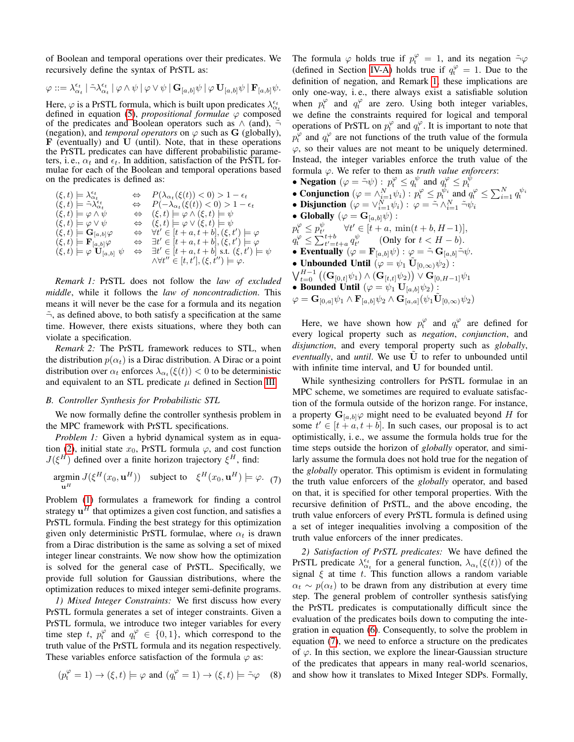of Boolean and temporal operations over their predicates. We recursively define the syntax of PrSTL as:

$$\varphi ::= \lambda_{\alpha_t}^{\epsilon_t} \mid \tilde{\neg}\lambda_{\alpha_t}^{\epsilon_t} \mid \varphi \wedge \psi \mid \varphi \vee \psi \mid \mathbf{G}_{[a,b]}\psi \mid \varphi \, \mathbf{U}_{[a,b]}\psi \mid \mathbf{F}_{[a,b]}\psi.$$

Here, $\varphi$ is a PrSTL formula, which is built upon predicates $\lambda_{\alpha_t}^{\epsilon_t}$ defined in equation (5), *propositional formulae* $\varphi$ composed of the predicates and Boolean operators such as $\wedge$ (and), $\tilde{\neg}$ (negation), and *temporal operators* on $\varphi$ such as $\mathbf{G}$ (globally), $\mathbf{F}$ (eventually) and $\mathbf{U}$ (until). Note, that in these operations the PrSTL predicates can have different probabilistic parameters, i. e., $\alpha_t$ and $\epsilon_t$. In addition, satisfaction of the PrSTL formulae for each of the Boolean and temporal operations based on the predicates is defined as:

$$
\begin{array}{lll}
(\xi, t) \models \lambda_{\alpha_t}^{\epsilon_t} & \Leftrightarrow & P(\lambda_{\alpha_t}(\xi(t)) < 0) > 1 - \epsilon_t \\
(\xi, t) \models \tilde{\neg}\lambda_{\alpha_t}^{\epsilon_t} & \Leftrightarrow & P(-\lambda_{\alpha_t}(\xi(t)) < 0) > 1 - \epsilon_t \\
(\xi, t) \models \varphi \wedge \psi & \Leftrightarrow & (\xi, t) \models \varphi \wedge (\xi, t) \models \psi \\
(\xi, t) \models \varphi \vee \psi & \Leftrightarrow & (\xi, t) \models \varphi \vee (\xi, t) \models \psi \\
(\xi, t) \models \mathbf{G}_{[a,b]}\varphi & \Leftrightarrow & \forall t' \in [t+a, t+b], (\xi, t') \models \varphi \\
(\xi, t) \models \mathbf{F}_{[a,b]}\varphi & \Leftrightarrow & \exists t' \in [t+a, t+b], (\xi, t') \models \varphi \\
(\xi, t) \models \varphi \; \mathbf{U}_{[a,b]} \; \psi & \Leftrightarrow & \exists t' \in [t+a, t+b] \text{ s.t. } (\xi, t') \models \psi \\
 & & \wedge \forall t'' \in [t, t'], (\xi, t'') \models \varphi.
\end{array}
$$

*Remark 1:* PrSTL does not follow the *law of excluded middle*, while it follows the *law of noncontradiction*. This means it will never be the case for a formula and its negation $\tilde{\neg}$, as defined above, to both satisfy a specification at the same time. However, there exists situations, where they both can violate a specification.

*Remark 2:* The PrSTL framework reduces to STL, when the distribution $p(\alpha_t)$ is a Dirac distribution. A Dirac or a point distribution over $\alpha_t$ enforces $\lambda_{\alpha_t}(\xi(t)) < 0$ to be deterministic and equivalent to an STL predicate $\mu$ defined in Section III.

### B. Controller Synthesis for Probabilistic STL

We now formally define the controller synthesis problem in the MPC framework with PrSTL specifications.

*Problem 1:* Given a hybrid dynamical system as in equation (2), initial state $x_0$, PrSTL formula $\varphi$, and cost function $J(\xi^H)$ defined over a finite horizon trajectory $\xi^H$, find:

$$\underset{\mathbf{u}^H}{\text{argmin}} \; J(\xi^H(x_0, \mathbf{u}^H)) \quad \text{subject to} \quad \xi^H(x_0, \mathbf{u}^H) \models \varphi. \quad (7)$$

Problem (1) formulates a framework for finding a control strategy $\mathbf{u}^H$ that optimizes a given cost function, and satisfies a PrSTL formula. Finding the best strategy for this optimization given only deterministic PrSTL formulae, where $\alpha_t$ is drawn from a Dirac distribution is the same as solving a set of mixed integer linear constraints. We now show how the optimization is solved for the general case of PrSTL. Specifically, we provide full solution for Gaussian distributions, where the optimization reduces to mixed integer semi-definite programs.

*1) Mixed Integer Constraints:* We first discuss how every PrSTL formula generates a set of integer constraints. Given a PrSTL formula, we introduce two integer variables for every time step $t$, $p_t^\varphi$ and $q_t^\varphi \in \{0, 1\}$, which correspond to the truth value of the PrSTL formula and its negation respectively. These variables enforce satisfaction of the formula $\varphi$ as:

$$(p_t^\varphi = 1) \rightarrow (\xi, t) \models \varphi \text{ and } (q_t^\varphi = 1) \rightarrow (\xi, t) \models \tilde{\neg}\varphi \quad (8)$$

The formula $\varphi$ holds true if $p_t^\varphi = 1$, and its negation $\tilde{\neg}\varphi$ (defined in Section IV-A) holds true if $q_t^\varphi = 1$. Due to the definition of negation, and Remark 1, these implications are only one-way, i. e., there always exist a satisfiable solution when $p_t^\varphi$ and $q_t^\varphi$ are zero. Using both integer variables, we define the constraints required for logical and temporal operations of PrSTL on $p_t^\varphi$ and $q_t^\varphi$. It is important to note that $p_t^\varphi$ and $q_t^\varphi$ are not functions of the truth value of the formula $\varphi$, so their values are not meant to be uniquely determined. Instead, the integer variables enforce the truth value of the formula $\varphi$. We refer to them as *truth value enforcers*:

- **Negation** ($\varphi = \tilde{\neg}\psi$) : $p_t^\varphi \leq q_t^\psi$ and $q_t^\varphi \leq p_t^\psi$
- **Conjunction** ($\varphi = \wedge_{i=1}^N \psi_i$) : $p_t^\varphi \leq p_t^{\psi_i}$ and $q_t^\varphi \leq \sum_{i=1}^N q_t^{\psi_i}$
- **Disjunction** ($\varphi = \vee_{i=1}^N \psi_i$) : $\varphi = \tilde{\neg} \wedge_{i=1}^N \tilde{\neg}\psi_i$
- **Globally** ($\varphi = \mathbf{G}_{[a,b]}\psi$) :
  $p_t^\varphi \leq p_{t'}^\psi \qquad \forall t' \in [t+a, \; \min(t+b, H-1)]$,
  $q_t^\varphi \leq \sum_{t'=t+a}^{t+b} q_{t'}^\psi \qquad$ (Only for $t < H - b$).
- **Eventually** ($\varphi = \mathbf{F}_{[a,b]}\psi$) : $\varphi = \tilde{\neg}\, \mathbf{G}_{[a,b]} \tilde{\neg}\psi$.
- **Unbounded Until** ($\varphi = \psi_1 \, \tilde{\mathbf{U}}_{[0,\infty)} \psi_2$) :
  $\bigvee_{t=0}^{H-1} \left( (\mathbf{G}_{[0,t]}\psi_1) \wedge (\mathbf{G}_{[t,t]}\psi_2) \right) \vee \mathbf{G}_{[0,H-1]}\psi_1$
- **Bounded Until** ($\varphi = \psi_1 \, \mathbf{U}_{[a,b]} \psi_2$) :
  $\varphi = \mathbf{G}_{[0,a]}\psi_1 \wedge \mathbf{F}_{[a,b]}\psi_2 \wedge \mathbf{G}_{[a,a]}(\psi_1 \tilde{\mathbf{U}}_{[0,\infty)} \psi_2)$

Here, we have shown how $p_t^\varphi$ and $q_t^\varphi$ are defined for every logical property such as *negation*, *conjunction*, and *disjunction*, and every temporal property such as *globally*, *eventually*, and *until*. We use $\tilde{\mathbf{U}}$ to refer to unbounded until with infinite time interval, and $\mathbf{U}$ for bounded until.

While synthesizing controllers for PrSTL formulae in an MPC scheme, we sometimes are required to evaluate satisfaction of the formula outside of the horizon range. For instance, a property $\mathbf{G}_{[a,b]}\varphi$ might need to be evaluated beyond $H$ for some $t' \in [t+a, t+b]$. In such cases, our proposal is to act optimistically, i. e., we assume the formula holds true for the time steps outside the horizon of *globally* operator, and similarly assume the formula does not hold true for the negation of the *globally* operator. This optimism is evident in formulating the truth value enforcers of the *globally* operator, and based on that, it is specified for other temporal properties. With the recursive definition of PrSTL, and the above encoding, the truth value enforcers of every PrSTL formula is defined using a set of integer inequalities involving a composition of the truth value enforcers of the inner predicates.

*2) Satisfaction of PrSTL predicates:* We have defined the PrSTL predicate $\lambda_{\alpha_t}^{\epsilon_t}$ for a general function, $\lambda_{\alpha_t}(\xi(t))$ of the signal $\xi$ at time $t$. This function allows a random variable $\alpha_t \sim p(\alpha_t)$ to be drawn from any distribution at every time step. The general problem of controller synthesis satisfying the PrSTL predicates is computationally difficult since the evaluation of the predicates boils down to computing the integration in equation (6). Consequently, to solve the problem in equation (7), we need to enforce a structure on the predicates of $\varphi$. In this section, we explore the linear-Gaussian structure of the predicates that appears in many real-world scenarios, and show how it translates to Mixed Integer SDPs. Formally,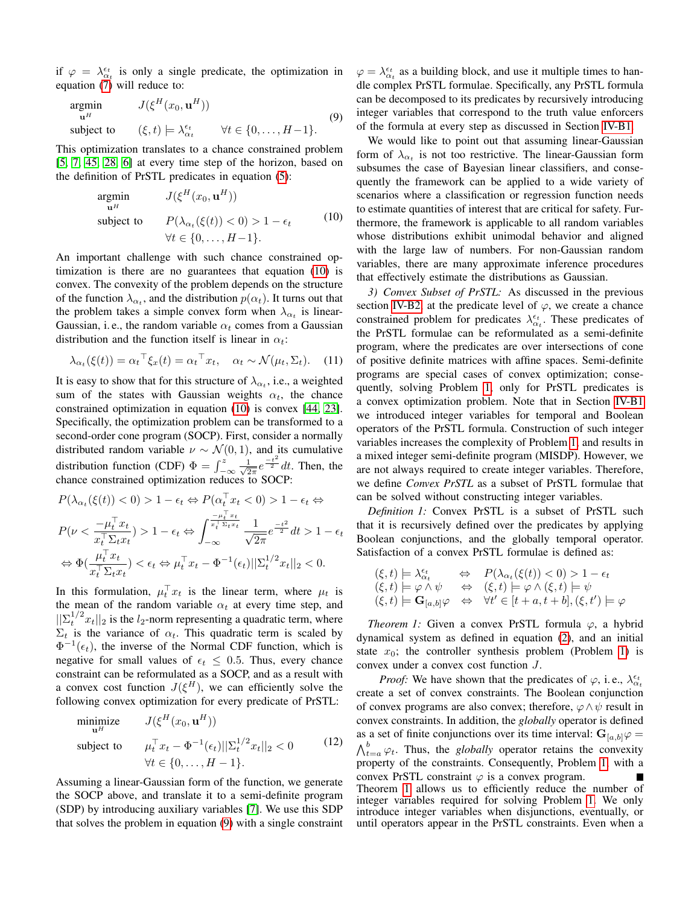if $\varphi = \lambda_{\alpha_t}^{\epsilon_t}$ is only a single predicate, the optimization in equation (7) will reduce to:

$$\begin{aligned} \underset{\mathbf{u}^H}{\text{argmin}} \quad & J(\xi^H(x_0, \mathbf{u}^H)) \\ \text{subject to} \quad & (\xi, t) \models \lambda_{\alpha_t}^{\epsilon_t} \qquad \forall t \in \{0, \dots, H-1\}. \end{aligned} \tag{9}$$

This optimization translates to a chance constrained problem [5, 7, 45, 28, 6] at every time step of the horizon, based on the definition of PrSTL predicates in equation (5):

$$\begin{aligned} \underset{\mathbf{u}^H}{\text{argmin}} \quad & J(\xi^H(x_0, \mathbf{u}^H)) \\ \text{subject to} \quad & P(\lambda_{\alpha_t}(\xi(t)) < 0) > 1 - \epsilon_t \\ & \forall t \in \{0, \dots, H-1\}. \end{aligned} \tag{10}$$

An important challenge with such chance constrained optimization is there are no guarantees that equation (10) is convex. The convexity of the problem depends on the structure of the function $\lambda_{\alpha_t}$, and the distribution $p(\alpha_t)$. It turns out that the problem takes a simple convex form when $\lambda_{\alpha_t}$ is linear-Gaussian, i. e., the random variable $\alpha_t$ comes from a Gaussian distribution and the function itself is linear in $\alpha_t$:

$$\lambda_{\alpha_t}(\xi(t)) = {\alpha_t}^\top \xi_x(t) = {\alpha_t}^\top x_t, \quad \alpha_t \sim \mathcal{N}(\mu_t, \Sigma_t). \tag{11}$$

It is easy to show that for this structure of $\lambda_{\alpha_t}$, i.e., a weighted sum of the states with Gaussian weights $\alpha_t$, the chance constrained optimization in equation (10) is convex [44, 23]. Specifically, the optimization problem can be transformed to a second-order cone program (SOCP). First, consider a normally distributed random variable $\nu \sim \mathcal{N}(0, 1)$, and its cumulative distribution function (CDF) $\Phi = \int_{-\infty}^{z} \frac{1}{\sqrt{2\pi}} e^{\frac{-t^2}{2}} dt$. Then, the chance constrained optimization reduces to SOCP:

$$\begin{aligned} & P(\lambda_{\alpha_t}(\xi(t)) < 0) > 1 - \epsilon_t \Leftrightarrow P(\alpha_t^\top x_t < 0) > 1 - \epsilon_t \Leftrightarrow \\ & P(\nu < \frac{-\mu_t^\top x_t}{x_t^\top \Sigma_t x_t}) > 1 - \epsilon_t \Leftrightarrow \int_{-\infty}^{\frac{-\mu_t^\top x_t}{x_t^\top \Sigma_t x_t}} \frac{1}{\sqrt{2\pi}} e^{\frac{-t^2}{2}} dt > 1 - \epsilon_t \\ & \Leftrightarrow \Phi(\frac{\mu_t^\top x_t}{x_t^\top \Sigma_t x_t}) < \epsilon_t \Leftrightarrow \mu_t^\top x_t - \Phi^{-1}(\epsilon_t) ||\Sigma_t^{1/2} x_t||_2 < 0. \end{aligned}$$

In this formulation, $\mu_t^\top x_t$ is the linear term, where $\mu_t$ is the mean of the random variable $\alpha_t$ at every time step, and $||\Sigma_t^{1/2} x_t||_2$ is the $l_2$-norm representing a quadratic term, where $\Sigma_t$ is the variance of $\alpha_t$. This quadratic term is scaled by $\Phi^{-1}(\epsilon_t)$, the inverse of the Normal CDF function, which is negative for small values of $\epsilon_t \leq 0.5$. Thus, every chance constraint can be reformulated as a SOCP, and as a result with a convex cost function $J(\xi^H)$, we can efficiently solve the following convex optimization for every predicate of PrSTL:

$$\begin{aligned} \underset{\mathbf{u}^H}{\text{minimize}} \quad & J(\xi^H(x_0, \mathbf{u}^H)) \\ \text{subject to} \quad & \mu_t^\top x_t - \Phi^{-1}(\epsilon_t) ||\Sigma_t^{1/2} x_t||_2 < 0 \\ & \forall t \in \{0, \dots, H-1\}. \end{aligned} \tag{12}$$

Assuming a linear-Gaussian form of the function, we generate the SOCP above, and translate it to a semi-definite program (SDP) by introducing auxiliary variables [7]. We use this SDP that solves the problem in equation (9) with a single constraint $\varphi = \lambda_{\alpha_t}^{\epsilon_t}$ as a building block, and use it multiple times to handle complex PrSTL formulae. Specifically, any PrSTL formula can be decomposed to its predicates by recursively introducing integer variables that correspond to the truth value enforcers of the formula at every step as discussed in Section IV-B1.

We would like to point out that assuming linear-Gaussian form of $\lambda_{\alpha_t}$ is not too restrictive. The linear-Gaussian form subsumes the case of Bayesian linear classifiers, and consequently the framework can be applied to a wide variety of scenarios where a classification or regression function needs to estimate quantities of interest that are critical for safety. Furthermore, the framework is applicable to all random variables whose distributions exhibit unimodal behavior and aligned with the large law of numbers. For non-Gaussian random variables, there are many approximate inference procedures that effectively estimate the distributions as Gaussian.

*3) Convex Subset of PrSTL:* As discussed in the previous section IV-B2, at the predicate level of $\varphi$, we create a chance constrained problem for predicates $\lambda_{\alpha_t}^{\epsilon_t}$. These predicates of the PrSTL formulae can be reformulated as a semi-definite program, where the predicates are over intersections of cone of positive definite matrices with affine spaces. Semi-definite programs are special cases of convex optimization; consequently, solving Problem 1, only for PrSTL predicates is a convex optimization problem. Note that in Section IV-B1 we introduced integer variables for temporal and Boolean operators of the PrSTL formula. Construction of such integer variables increases the complexity of Problem 1, and results in a mixed integer semi-definite program (MISDP). However, we are not always required to create integer variables. Therefore, we define *Convex PrSTL* as a subset of PrSTL formulae that can be solved without constructing integer variables.

*Definition 1:* Convex PrSTL is a subset of PrSTL such that it is recursively defined over the predicates by applying Boolean conjunctions, and the globally temporal operator. Satisfaction of a convex PrSTL formulae is defined as:

$$\begin{aligned} (\xi, t) \models \lambda_{\alpha_t}^{\epsilon_t} \quad & \Leftrightarrow \quad P(\lambda_{\alpha_t}(\xi(t)) < 0) > 1 - \epsilon_t \\ (\xi, t) \models \varphi \wedge \psi \quad & \Leftrightarrow \quad (\xi, t) \models \varphi \wedge (\xi, t) \models \psi \\ (\xi, t) \models \mathbf{G}_{[a,b]}\varphi \quad & \Leftrightarrow \quad \forall t' \in [t + a, t + b], (\xi, t') \models \varphi \end{aligned}$$

*Theorem 1:* Given a convex PrSTL formula $\varphi$, a hybrid dynamical system as defined in equation (2), and an initial state $x_0$; the controller synthesis problem (Problem 1) is convex under a convex cost function $J$.

*Proof:* We have shown that the predicates of $\varphi$, i. e., $\lambda_{\alpha_t}^{\epsilon_t}$ create a set of convex constraints. The Boolean conjunction of convex programs are also convex; therefore, $\varphi \wedge \psi$ result in convex constraints. In addition, the *globally* operator is defined as a set of finite conjunctions over its time interval: $\mathbf{G}_{[a,b]}\varphi = \bigwedge_{t=a}^{b} \varphi_t$. Thus, the *globally* operator retains the convexity property of the constraints. Consequently, Problem 1, with a convex PrSTL constraint $\varphi$ is a convex program. ∎

Theorem 1 allows us to efficiently reduce the number of integer variables required for solving Problem 1. We only introduce integer variables when disjunctions, eventually, or until operators appear in the PrSTL constraints. Even when a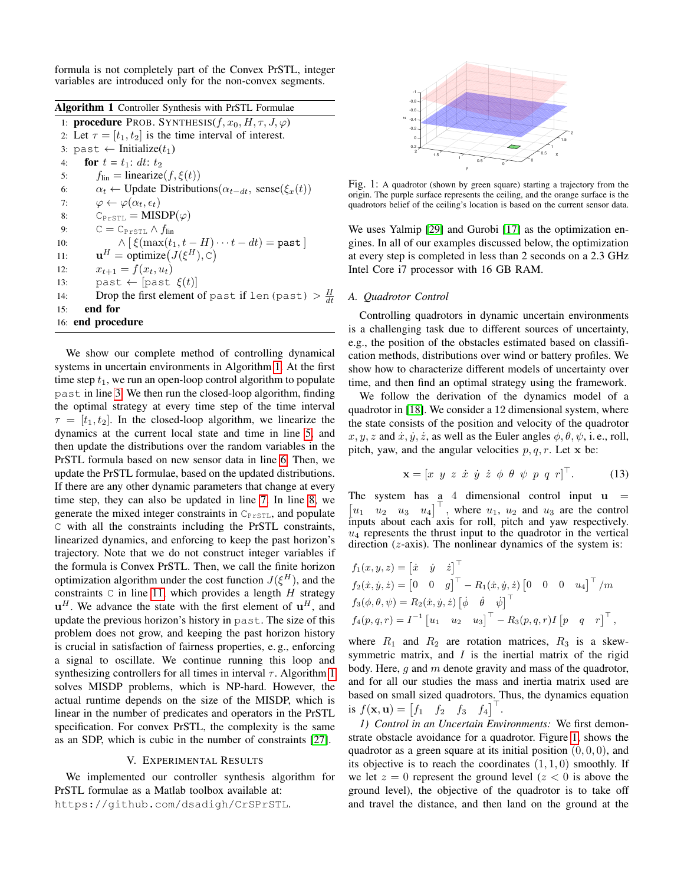formula is not completely part of the Convex PrSTL, integer variables are introduced only for the non-convex segments.

**Algorithm 1** Controller Synthesis with PrSTL Formulae

```
1:  procedure PROB. SYNTHESIS(f, x_0, H, τ, J, φ)
2:    Let τ = [t_1, t_2] is the time interval of interest.
3:    past ← Initialize(t_1)
4:    for t = t_1: dt: t_2
5:      f_lin = linearize(f, ξ(t))
6:      α_t ← Update Distributions(α_{t−dt}, sense(ξ_x(t))
7:      φ ← φ(α_t, ε_t)
8:      C_PrSTL = MISDP(φ)
9:      C = C_PrSTL ∧ f_lin
10:       ∧ [ ξ(max(t_1, t − H) ··· t − dt) = past ]
11:     u^H = optimize(J(ξ^H), C)
12:     x_{t+1} = f(x_t, u_t)
13:     past ← [past ξ(t)]
14:     Drop the first element of past if len(past) > H/dt
15:   end for
16: end procedure
```

We show our complete method of controlling dynamical systems in uncertain environments in Algorithm 1. At the first time step $t_1$, we run an open-loop control algorithm to populate past in line 3. We then run the closed-loop algorithm, finding the optimal strategy at every time step of the time interval $\tau = [t_1, t_2]$. In the closed-loop algorithm, we linearize the dynamics at the current local state and time in line 5, and then update the distributions over the random variables in the PrSTL formula based on new sensor data in line 6. Then, we update the PrSTL formulae, based on the updated distributions. If there are any other dynamic parameters that change at every time step, they can also be updated in line 7. In line 8, we generate the mixed integer constraints in $\mathtt{C}_{\mathtt{PrSTL}}$, and populate $\mathtt{C}$ with all the constraints including the PrSTL constraints, linearized dynamics, and enforcing to keep the past horizon's trajectory. Note that we do not construct integer variables if the formula is Convex PrSTL. Then, we call the finite horizon optimization algorithm under the cost function $J(\xi^H)$, and the constraints $\mathtt{C}$ in line 11, which provides a length $H$ strategy $\mathbf{u}^H$. We advance the state with the first element of $\mathbf{u}^H$, and update the previous horizon's history in past. The size of this problem does not grow, and keeping the past horizon history is crucial in satisfaction of fairness properties, e. g., enforcing a signal to oscillate. We continue running this loop and synthesizing controllers for all times in interval $\tau$. Algorithm 1 solves MISDP problems, which is NP-hard. However, the actual runtime depends on the size of the MISDP, which is linear in the number of predicates and operators in the PrSTL specification. For convex PrSTL, the complexity is the same as an SDP, which is cubic in the number of constraints [27].

## V. Experimental Results

We implemented our controller synthesis algorithm for PrSTL formulae as a Matlab toolbox available at: https://github.com/dsadigh/CrSPrSTL.

Fig. 1: A quadrotor (shown by green square) starting a trajectory from the origin. The purple surface represents the ceiling, and the orange surface is the quadrotors belief of the ceiling's location is based on the current sensor data.

We uses Yalmip [29] and Gurobi [17] as the optimization engines. In all of our examples discussed below, the optimization at every step is completed in less than 2 seconds on a 2.3 GHz Intel Core i7 processor with 16 GB RAM.

### A. Quadrotor Control

Controlling quadrotors in dynamic uncertain environments is a challenging task due to different sources of uncertainty, e.g., the position of the obstacles estimated based on classification methods, distributions over wind or battery profiles. We show how to characterize different models of uncertainty over time, and then find an optimal strategy using the framework.

We follow the derivation of the dynamics model of a quadrotor in [18]. We consider a 12 dimensional system, where the state consists of the position and velocity of the quadrotor $x, y, z$ and $\dot{x}, \dot{y}, \dot{z}$, as well as the Euler angles $\phi, \theta, \psi$, i. e., roll, pitch, yaw, and the angular velocities $p, q, r$. Let $\mathbf{x}$ be:

$$\mathbf{x} = [x \;\; y \;\; z \;\; \dot{x} \;\; \dot{y} \;\; \dot{z} \;\; \phi \;\; \theta \;\; \psi \;\; p \;\; q \;\; r]^\top. \tag{13}$$

The system has a 4 dimensional control input $\mathbf{u} = \begin{bmatrix} u_1 & u_2 & u_3 & u_4 \end{bmatrix}^\top$, where $u_1$, $u_2$ and $u_3$ are the control inputs about each axis for roll, pitch and yaw respectively. $u_4$ represents the thrust input to the quadrotor in the vertical direction ($z$-axis). The nonlinear dynamics of the system is:

$$\begin{aligned}
f_1(x, y, z) &= \begin{bmatrix} \dot{x} & \dot{y} & \dot{z} \end{bmatrix}^\top \\
f_2(\dot{x}, \dot{y}, \dot{z}) &= \begin{bmatrix} 0 & 0 & g \end{bmatrix}^\top - R_1(\dot{x}, \dot{y}, \dot{z}) \begin{bmatrix} 0 & 0 & 0 & u_4 \end{bmatrix}^\top / m \\
f_3(\phi, \theta, \psi) &= R_2(\dot{x}, \dot{y}, \dot{z}) \begin{bmatrix} \dot{\phi} & \dot{\theta} & \dot{\psi} \end{bmatrix}^\top \\
f_4(p, q, r) &= I^{-1} \begin{bmatrix} u_1 & u_2 & u_3 \end{bmatrix}^\top - R_3(p, q, r) I \begin{bmatrix} p & q & r \end{bmatrix}^\top,
\end{aligned}$$

where $R_1$ and $R_2$ are rotation matrices, $R_3$ is a skew-symmetric matrix, and $I$ is the inertial matrix of the rigid body. Here, $g$ and $m$ denote gravity and mass of the quadrotor, and for all our studies the mass and inertia matrix used are based on small sized quadrotors. Thus, the dynamics equation is $f(\mathbf{x}, \mathbf{u}) = \begin{bmatrix} f_1 & f_2 & f_3 & f_4 \end{bmatrix}^\top$.

*1) Control in an Uncertain Environments:* We first demonstrate obstacle avoidance for a quadrotor. Figure 1, shows the quadrotor as a green square at its initial position $(0, 0, 0)$, and its objective is to reach the coordinates $(1, 1, 0)$ smoothly. If we let $z = 0$ represent the ground level ($z < 0$ is above the ground level), the objective of the quadrotor is to take off and travel the distance, and then land on the ground at the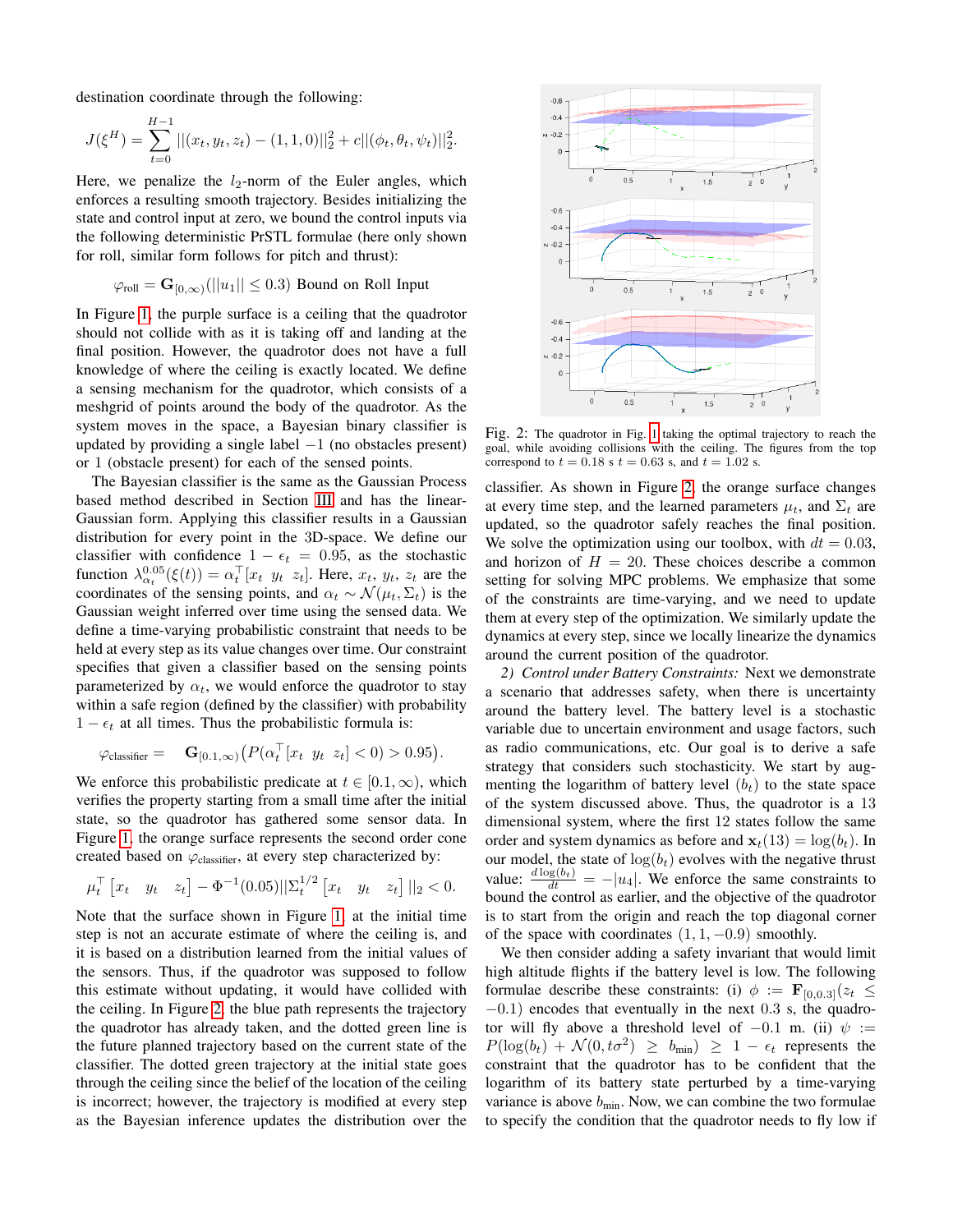destination coordinate through the following:

$$J(\xi^H) = \sum_{t=0}^{H-1} ||(x_t, y_t, z_t) - (1, 1, 0)||_2^2 + c||(\phi_t, \theta_t, \psi_t)||_2^2.$$

Here, we penalize the $l_2$-norm of the Euler angles, which enforces a resulting smooth trajectory. Besides initializing the state and control input at zero, we bound the control inputs via the following deterministic PrSTL formulae (here only shown for roll, similar form follows for pitch and thrust):

$$\varphi_{\text{roll}} = \mathbf{G}_{[0,\infty)}(||u_1|| \leq 0.3) \text{ Bound on Roll Input}$$

In Figure 1, the purple surface is a ceiling that the quadrotor should not collide with as it is taking off and landing at the final position. However, the quadrotor does not have a full knowledge of where the ceiling is exactly located. We define a sensing mechanism for the quadrotor, which consists of a meshgrid of points around the body of the quadrotor. As the system moves in the space, a Bayesian binary classifier is updated by providing a single label $-1$ (no obstacles present) or 1 (obstacle present) for each of the sensed points.

The Bayesian classifier is the same as the Gaussian Process based method described in Section III and has the linear-Gaussian form. Applying this classifier results in a Gaussian distribution for every point in the 3D-space. We define our classifier with confidence $1 - \epsilon_t = 0.95$, as the stochastic function $\lambda_{\alpha_t}^{0.05}(\xi(t)) = \alpha_t^\top [x_t \;\; y_t \;\; z_t]$. Here, $x_t$, $y_t$, $z_t$ are the coordinates of the sensing points, and $\alpha_t \sim \mathcal{N}(\mu_t, \Sigma_t)$ is the Gaussian weight inferred over time using the sensed data. We define a time-varying probabilistic constraint that needs to be held at every step as its value changes over time. Our constraint specifies that given a classifier based on the sensing points parameterized by $\alpha_t$, we would enforce the quadrotor to stay within a safe region (defined by the classifier) with probability $1 - \epsilon_t$ at all times. Thus the probabilistic formula is:

$$\varphi_{\text{classifier}} = \quad \mathbf{G}_{[0.1,\infty)}\big(P(\alpha_t^\top [x_t \;\; y_t \;\; z_t] < 0) > 0.95\big).$$

We enforce this probabilistic predicate at $t \in [0.1, \infty)$, which verifies the property starting from a small time after the initial state, so the quadrotor has gathered some sensor data. In Figure 1, the orange surface represents the second order cone created based on $\varphi_{\text{classifier}}$, at every step characterized by:

$$\mu_t^\top \begin{bmatrix} x_t & y_t & z_t \end{bmatrix} - \Phi^{-1}(0.05)||\Sigma_t^{1/2} \begin{bmatrix} x_t & y_t & z_t \end{bmatrix}||_2 < 0.$$

Note that the surface shown in Figure 1 at the initial time step is not an accurate estimate of where the ceiling is, and it is based on a distribution learned from the initial values of the sensors. Thus, if the quadrotor was supposed to follow this estimate without updating, it would have collided with the ceiling. In Figure 2, the blue path represents the trajectory the quadrotor has already taken, and the dotted green line is the future planned trajectory based on the current state of the classifier. The dotted green trajectory at the initial state goes through the ceiling since the belief of the location of the ceiling is incorrect; however, the trajectory is modified at every step as the Bayesian inference updates the distribution over the classifier. As shown in Figure 2, the orange surface changes at every time step, and the learned parameters $\mu_t$, and $\Sigma_t$ are updated, so the quadrotor safely reaches the final position. We solve the optimization using our toolbox, with $dt = 0.03$, and horizon of $H = 20$. These choices describe a common setting for solving MPC problems. We emphasize that some of the constraints are time-varying, and we need to update them at every step of the optimization. We similarly update the dynamics at every step, since we locally linearize the dynamics around the current position of the quadrotor.

Fig. 2: The quadrotor in Fig. 1 taking the optimal trajectory to reach the goal, while avoiding collisions with the ceiling. The figures from the top correspond to $t = 0.18$ s $t = 0.63$ s, and $t = 1.02$ s.

*2) Control under Battery Constraints:* Next we demonstrate a scenario that addresses safety, when there is uncertainty around the battery level. The battery level is a stochastic variable due to uncertain environment and usage factors, such as radio communications, etc. Our goal is to derive a safe strategy that considers such stochasticity. We start by augmenting the logarithm of battery level ($b_t$) to the state space of the system discussed above. Thus, the quadrotor is a 13 dimensional system, where the first 12 states follow the same order and system dynamics as before and $\mathbf{x}_t(13) = \log(b_t)$. In our model, the state of $\log(b_t)$ evolves with the negative thrust value: $\frac{d \log(b_t)}{dt} = -|u_4|$. We enforce the same constraints to bound the control as earlier, and the objective of the quadrotor is to start from the origin and reach the top diagonal corner of the space with coordinates $(1, 1, -0.9)$ smoothly.

We then consider adding a safety invariant that would limit high altitude flights if the battery level is low. The following formulae describe these constraints: (i) $\phi := \mathbf{F}_{[0,0.3]}(z_t \leq -0.1)$ encodes that eventually in the next 0.3 s, the quadrotor will fly above a threshold level of $-0.1$ m. (ii) $\psi := P(\log(b_t) + \mathcal{N}(0, t\sigma^2) \geq b_{\text{min}}) \geq 1 - \epsilon_t$ represents the constraint that the quadrotor has to be confident that the logarithm of its battery state perturbed by a time-varying variance is above $b_{\text{min}}$. Now, we can combine the two formulae to specify the condition that the quadrotor needs to fly low if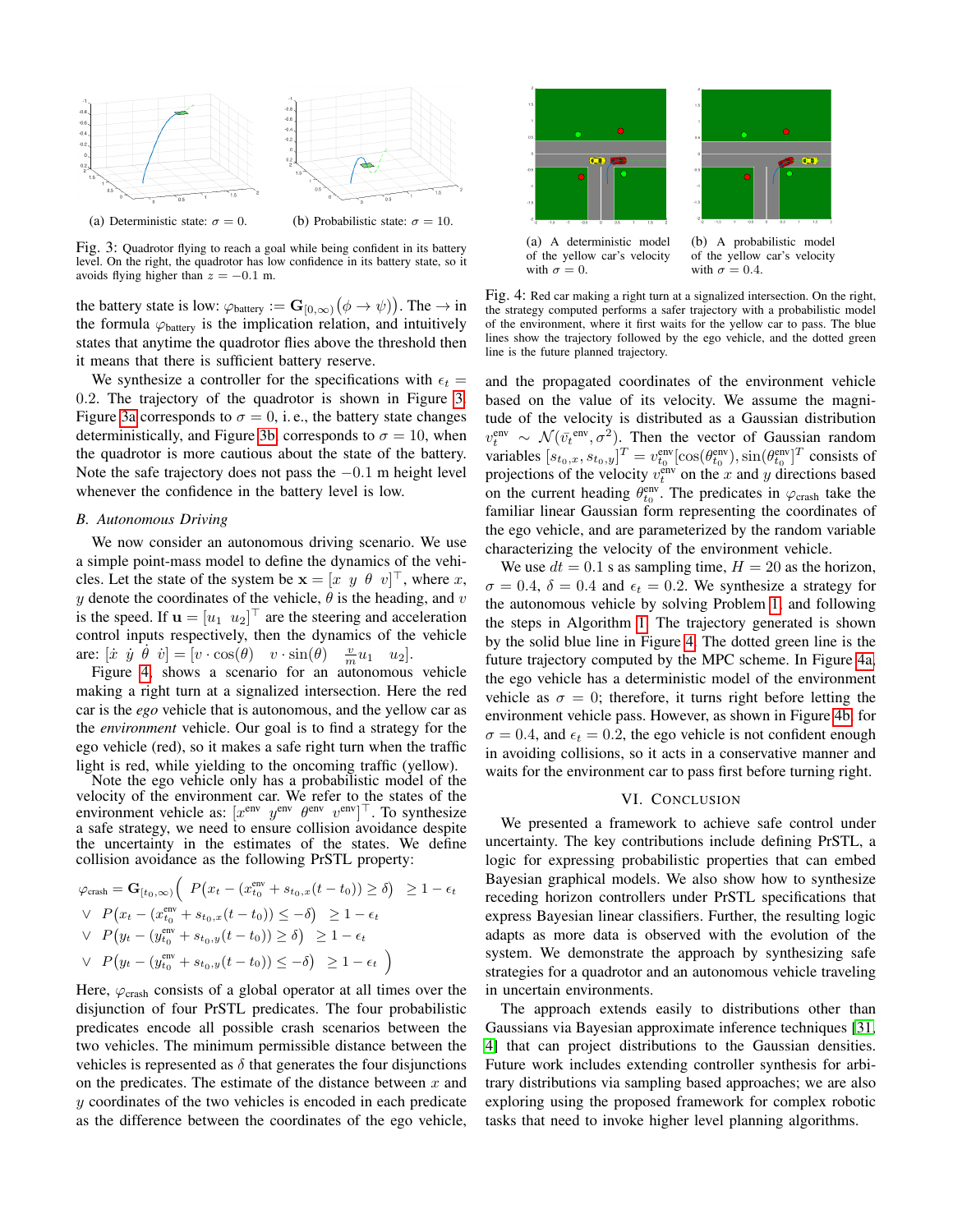(a) Deterministic state: $\sigma = 0$.

(b) Probabilistic state: $\sigma = 10$.

Fig. 3: Quadrotor flying to reach a goal while being confident in its battery level. On the right, the quadrotor has low confidence in its battery state, so it avoids flying higher than $z = -0.1$ m.

the battery state is low: $\varphi_{\text{battery}} := \mathbf{G}_{[0,\infty)}\big(\phi \rightarrow \psi)\big)$. The $\rightarrow$ in the formula $\varphi_{\text{battery}}$ is the implication relation, and intuitively states that anytime the quadrotor flies above the threshold then it means that there is sufficient battery reserve.

We synthesize a controller for the specifications with $\epsilon_t = 0.2$. The trajectory of the quadrotor is shown in Figure 3. Figure 3a corresponds to $\sigma = 0$, i. e., the battery state changes deterministically, and Figure 3b corresponds to $\sigma = 10$, when the quadrotor is more cautious about the state of the battery. Note the safe trajectory does not pass the $-0.1$ m height level whenever the confidence in the battery level is low.

### B. Autonomous Driving

We now consider an autonomous driving scenario. We use a simple point-mass model to define the dynamics of the vehicles. Let the state of the system be $\mathbf{x} = [x \;\; y \;\; \theta \;\; v]^\top$, where $x$, $y$ denote the coordinates of the vehicle, $\theta$ is the heading, and $v$ is the speed. If $\mathbf{u} = [u_1 \;\; u_2]^\top$ are the steering and acceleration control inputs respectively, then the dynamics of the vehicle are: $[\dot{x} \;\; \dot{y} \;\; \dot{\theta} \;\; \dot{v}] = [v \cdot \cos(\theta) \quad v \cdot \sin(\theta) \quad \frac{v}{m} u_1 \quad u_2]$.

Figure 4, shows a scenario for an autonomous vehicle making a right turn at a signalized intersection. Here the red car is the *ego* vehicle that is autonomous, and the yellow car as the *environment* vehicle. Our goal is to find a strategy for the ego vehicle (red), so it makes a safe right turn when the traffic light is red, while yielding to the oncoming traffic (yellow).

Note the ego vehicle only has a probabilistic model of the velocity of the environment car. We refer to the states of the environment vehicle as: $[x^{\text{env}} \;\; y^{\text{env}} \;\; \theta^{\text{env}} \;\; v^{\text{env}}]^\top$. To synthesize a safe strategy, we need to ensure collision avoidance despite the uncertainty in the estimates of the states. We define collision avoidance as the following PrSTL property:

$$
\begin{aligned}
\varphi_{\text{crash}} = \mathbf{G}_{[t_0,\infty)}\Big( \;& P\big(x_t - (x^{\text{env}}_{t_0} + s_{t_0,x}(t - t_0)) \geq \delta\big) \;\; \geq 1 - \epsilon_t \\
\vee \;\; & P\big(x_t - (x^{\text{env}}_{t_0} + s_{t_0,x}(t - t_0)) \leq -\delta\big) \;\; \geq 1 - \epsilon_t \\
\vee \;\; & P\big(y_t - (y^{\text{env}}_{t_0} + s_{t_0,y}(t - t_0)) \geq \delta\big) \;\; \geq 1 - \epsilon_t \\
\vee \;\; & P\big(y_t - (y^{\text{env}}_{t_0} + s_{t_0,y}(t - t_0)) \leq -\delta\big) \;\; \geq 1 - \epsilon_t \;\Big)
\end{aligned}
$$

Here, $\varphi_{\text{crash}}$ consists of a global operator at all times over the disjunction of four PrSTL predicates. The four probabilistic predicates encode all possible crash scenarios between the two vehicles. The minimum permissible distance between the vehicles is represented as $\delta$ that generates the four disjunctions on the predicates. The estimate of the distance between $x$ and $y$ coordinates of the two vehicles is encoded in each predicate as the difference between the coordinates of the ego vehicle, and the propagated coordinates of the environment vehicle based on the value of its velocity. We assume the magnitude of the velocity is distributed as a Gaussian distribution $v^{\text{env}}_t \sim \mathcal{N}(\bar{v}^{\text{env}}_t, \sigma^2)$. Then the vector of Gaussian random variables $[s_{t_0,x}, s_{t_0,y}]^T = v^{\text{env}}_{t_0}[\cos(\theta^{\text{env}}_{t_0}), \sin(\theta^{\text{env}}_{t_0}]^T$ consists of projections of the velocity $v^{\text{env}}_t$ on the $x$ and $y$ directions based on the current heading $\theta^{\text{env}}_{t_0}$. The predicates in $\varphi_{\text{crash}}$ take the familiar linear Gaussian form representing the coordinates of the ego vehicle, and are parameterized by the random variable characterizing the velocity of the environment vehicle.

(a) A deterministic model of the yellow car's velocity with $\sigma = 0$.

(b) A probabilistic model of the yellow car's velocity with $\sigma = 0.4$.

Fig. 4: Red car making a right turn at a signalized intersection. On the right, the strategy computed performs a safer trajectory with a probabilistic model of the environment, where it first waits for the yellow car to pass. The blue lines show the trajectory followed by the ego vehicle, and the dotted green line is the future planned trajectory.

We use $dt = 0.1$ s as sampling time, $H = 20$ as the horizon, $\sigma = 0.4$, $\delta = 0.4$ and $\epsilon_t = 0.2$. We synthesize a strategy for the autonomous vehicle by solving Problem 1, and following the steps in Algorithm 1. The trajectory generated is shown by the solid blue line in Figure 4. The dotted green line is the future trajectory computed by the MPC scheme. In Figure 4a, the ego vehicle has a deterministic model of the environment vehicle as $\sigma = 0$; therefore, it turns right before letting the environment vehicle pass. However, as shown in Figure 4b, for $\sigma = 0.4$, and $\epsilon_t = 0.2$, the ego vehicle is not confident enough in avoiding collisions, so it acts in a conservative manner and waits for the environment car to pass first before turning right.

## VI. Conclusion

We presented a framework to achieve safe control under uncertainty. The key contributions include defining PrSTL, a logic for expressing probabilistic properties that can embed Bayesian graphical models. We also show how to synthesize receding horizon controllers under PrSTL specifications that express Bayesian linear classifiers. Further, the resulting logic adapts as more data is observed with the evolution of the system. We demonstrate the approach by synthesizing safe strategies for a quadrotor and an autonomous vehicle traveling in uncertain environments.

The approach extends easily to distributions other than Gaussians via Bayesian approximate inference techniques [31, 4] that can project distributions to the Gaussian densities. Future work includes extending controller synthesis for arbitrary distributions via sampling based approaches; we are also exploring using the proposed framework for complex robotic tasks that need to invoke higher level planning algorithms.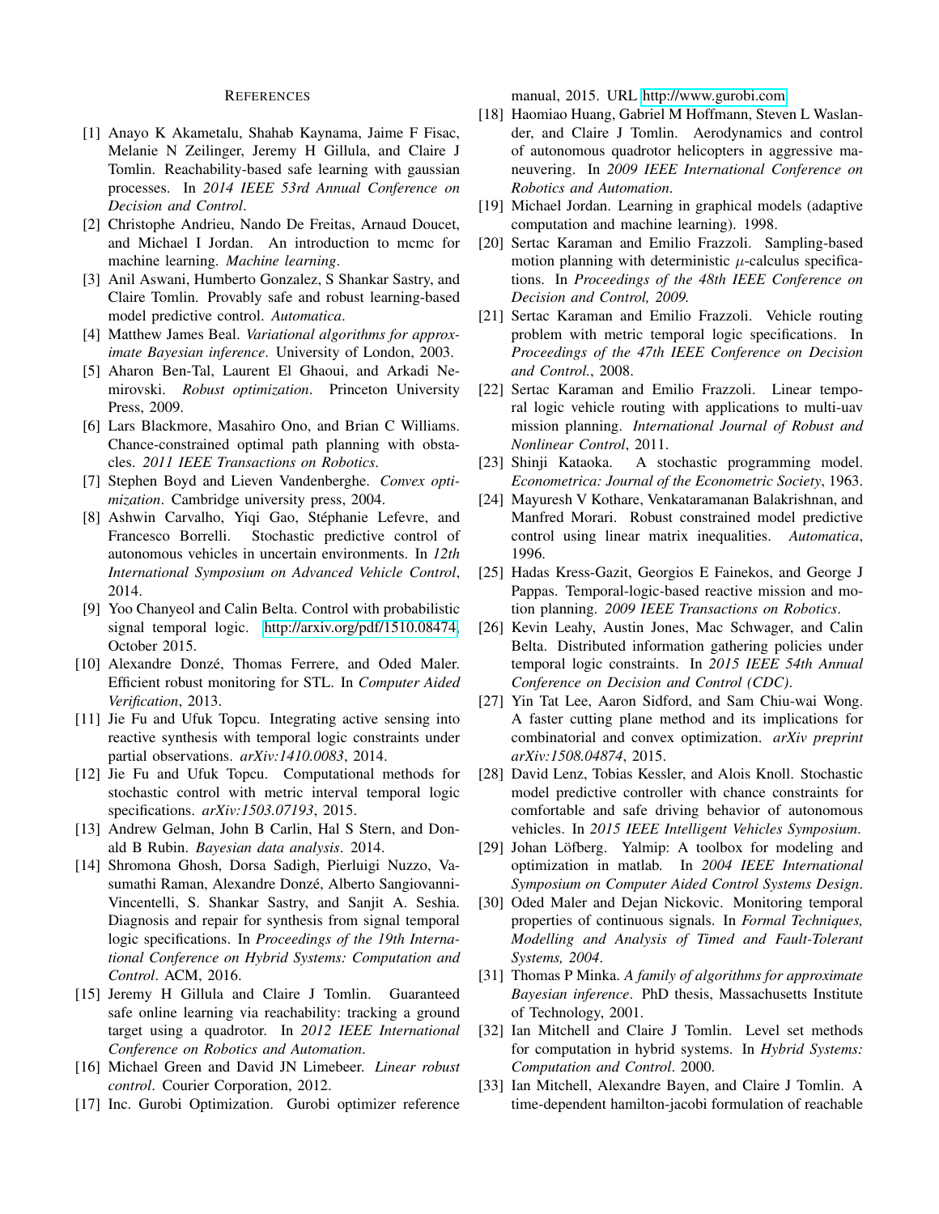## References

[1] Anayo K Akametalu, Shahab Kaynama, Jaime F Fisac, Melanie N Zeilinger, Jeremy H Gillula, and Claire J Tomlin. Reachability-based safe learning with gaussian processes. In *2014 IEEE 53rd Annual Conference on Decision and Control*.

[2] Christophe Andrieu, Nando De Freitas, Arnaud Doucet, and Michael I Jordan. An introduction to mcmc for machine learning. *Machine learning*.

[3] Anil Aswani, Humberto Gonzalez, S Shankar Sastry, and Claire Tomlin. Provably safe and robust learning-based model predictive control. *Automatica*.

[4] Matthew James Beal. *Variational algorithms for approximate Bayesian inference*. University of London, 2003.

[5] Aharon Ben-Tal, Laurent El Ghaoui, and Arkadi Nemirovski. *Robust optimization*. Princeton University Press, 2009.

[6] Lars Blackmore, Masahiro Ono, and Brian C Williams. Chance-constrained optimal path planning with obstacles. *2011 IEEE Transactions on Robotics*.

[7] Stephen Boyd and Lieven Vandenberghe. *Convex optimization*. Cambridge university press, 2004.

[8] Ashwin Carvalho, Yiqi Gao, Stéphanie Lefevre, and Francesco Borrelli. Stochastic predictive control of autonomous vehicles in uncertain environments. In *12th International Symposium on Advanced Vehicle Control*, 2014.

[9] Yoo Chanyeol and Calin Belta. Control with probabilistic signal temporal logic. http://arxiv.org/pdf/1510.08474, October 2015.

[10] Alexandre Donzé, Thomas Ferrere, and Oded Maler. Efficient robust monitoring for STL. In *Computer Aided Verification*, 2013.

[11] Jie Fu and Ufuk Topcu. Integrating active sensing into reactive synthesis with temporal logic constraints under partial observations. *arXiv:1410.0083*, 2014.

[12] Jie Fu and Ufuk Topcu. Computational methods for stochastic control with metric interval temporal logic specifications. *arXiv:1503.07193*, 2015.

[13] Andrew Gelman, John B Carlin, Hal S Stern, and Donald B Rubin. *Bayesian data analysis*. 2014.

[14] Shromona Ghosh, Dorsa Sadigh, Pierluigi Nuzzo, Vasumathi Raman, Alexandre Donzé, Alberto Sangiovanni-Vincentelli, S. Shankar Sastry, and Sanjit A. Seshia. Diagnosis and repair for synthesis from signal temporal logic specifications. In *Proceedings of the 19th International Conference on Hybrid Systems: Computation and Control*. ACM, 2016.

[15] Jeremy H Gillula and Claire J Tomlin. Guaranteed safe online learning via reachability: tracking a ground target using a quadrotor. In *2012 IEEE International Conference on Robotics and Automation*.

[16] Michael Green and David JN Limebeer. *Linear robust control*. Courier Corporation, 2012.

[17] Inc. Gurobi Optimization. Gurobi optimizer reference manual, 2015. URL http://www.gurobi.com.

[18] Haomiao Huang, Gabriel M Hoffmann, Steven L Waslander, and Claire J Tomlin. Aerodynamics and control of autonomous quadrotor helicopters in aggressive maneuvering. In *2009 IEEE International Conference on Robotics and Automation*.

[19] Michael Jordan. Learning in graphical models (adaptive computation and machine learning). 1998.

[20] Sertac Karaman and Emilio Frazzoli. Sampling-based motion planning with deterministic $\mu$-calculus specifications. In *Proceedings of the 48th IEEE Conference on Decision and Control, 2009.*

[21] Sertac Karaman and Emilio Frazzoli. Vehicle routing problem with metric temporal logic specifications. In *Proceedings of the 47th IEEE Conference on Decision and Control.*, 2008.

[22] Sertac Karaman and Emilio Frazzoli. Linear temporal logic vehicle routing with applications to multi-uav mission planning. *International Journal of Robust and Nonlinear Control*, 2011.

[23] Shinji Kataoka. A stochastic programming model. *Econometrica: Journal of the Econometric Society*, 1963.

[24] Mayuresh V Kothare, Venkataramanan Balakrishnan, and Manfred Morari. Robust constrained model predictive control using linear matrix inequalities. *Automatica*, 1996.

[25] Hadas Kress-Gazit, Georgios E Fainekos, and George J Pappas. Temporal-logic-based reactive mission and motion planning. *2009 IEEE Transactions on Robotics*.

[26] Kevin Leahy, Austin Jones, Mac Schwager, and Calin Belta. Distributed information gathering policies under temporal logic constraints. In *2015 IEEE 54th Annual Conference on Decision and Control (CDC)*.

[27] Yin Tat Lee, Aaron Sidford, and Sam Chiu-wai Wong. A faster cutting plane method and its implications for combinatorial and convex optimization. *arXiv preprint arXiv:1508.04874*, 2015.

[28] David Lenz, Tobias Kessler, and Alois Knoll. Stochastic model predictive controller with chance constraints for comfortable and safe driving behavior of autonomous vehicles. In *2015 IEEE Intelligent Vehicles Symposium*.

[29] Johan Löfberg. Yalmip: A toolbox for modeling and optimization in matlab. In *2004 IEEE International Symposium on Computer Aided Control Systems Design*.

[30] Oded Maler and Dejan Nickovic. Monitoring temporal properties of continuous signals. In *Formal Techniques, Modelling and Analysis of Timed and Fault-Tolerant Systems, 2004*.

[31] Thomas P Minka. *A family of algorithms for approximate Bayesian inference*. PhD thesis, Massachusetts Institute of Technology, 2001.

[32] Ian Mitchell and Claire J Tomlin. Level set methods for computation in hybrid systems. In *Hybrid Systems: Computation and Control*. 2000.

[33] Ian Mitchell, Alexandre Bayen, and Claire J Tomlin. A time-dependent hamilton-jacobi formulation of reachable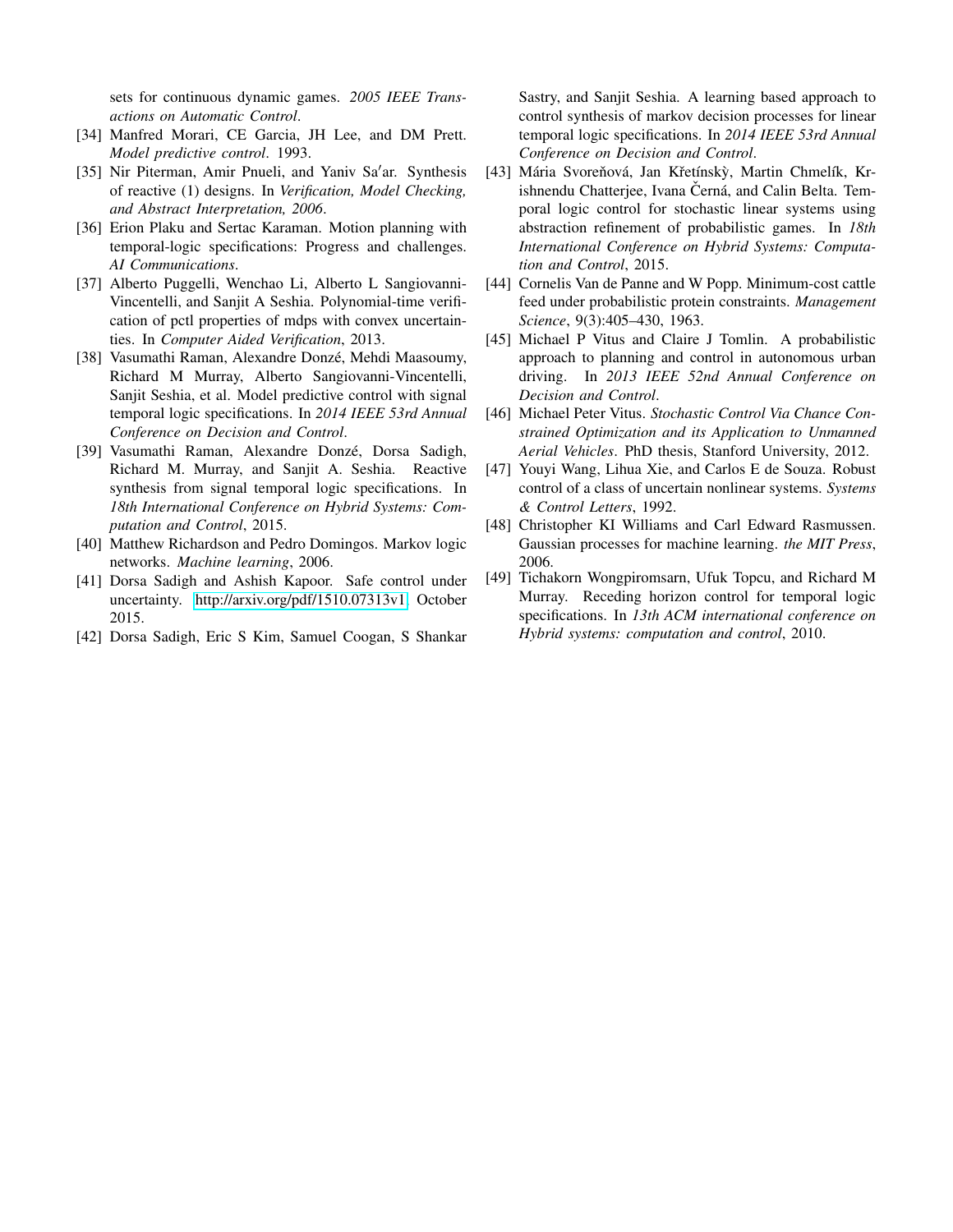sets for continuous dynamic games. *2005 IEEE Transactions on Automatic Control*.

[34] Manfred Morari, CE Garcia, JH Lee, and DM Prett. *Model predictive control*. 1993.

[35] Nir Piterman, Amir Pnueli, and Yaniv Sa′ar. Synthesis of reactive (1) designs. In *Verification, Model Checking, and Abstract Interpretation, 2006*.

[36] Erion Plaku and Sertac Karaman. Motion planning with temporal-logic specifications: Progress and challenges. *AI Communications*.

[37] Alberto Puggelli, Wenchao Li, Alberto L Sangiovanni-Vincentelli, and Sanjit A Seshia. Polynomial-time verification of pctl properties of mdps with convex uncertainties. In *Computer Aided Verification*, 2013.

[38] Vasumathi Raman, Alexandre Donzé, Mehdi Maasoumy, Richard M Murray, Alberto Sangiovanni-Vincentelli, Sanjit Seshia, et al. Model predictive control with signal temporal logic specifications. In *2014 IEEE 53rd Annual Conference on Decision and Control*.

[39] Vasumathi Raman, Alexandre Donzé, Dorsa Sadigh, Richard M. Murray, and Sanjit A. Seshia. Reactive synthesis from signal temporal logic specifications. In *18th International Conference on Hybrid Systems: Computation and Control*, 2015.

[40] Matthew Richardson and Pedro Domingos. Markov logic networks. *Machine learning*, 2006.

[41] Dorsa Sadigh and Ashish Kapoor. Safe control under uncertainty. http://arxiv.org/pdf/1510.07313v1, October 2015.

[42] Dorsa Sadigh, Eric S Kim, Samuel Coogan, S Shankar Sastry, and Sanjit Seshia. A learning based approach to control synthesis of markov decision processes for linear temporal logic specifications. In *2014 IEEE 53rd Annual Conference on Decision and Control*.

[43] Mária Svoreňová, Jan Křetínskỳ, Martin Chmelík, Krishnendu Chatterjee, Ivana Černá, and Calin Belta. Temporal logic control for stochastic linear systems using abstraction refinement of probabilistic games. In *18th International Conference on Hybrid Systems: Computation and Control*, 2015.

[44] Cornelis Van de Panne and W Popp. Minimum-cost cattle feed under probabilistic protein constraints. *Management Science*, 9(3):405–430, 1963.

[45] Michael P Vitus and Claire J Tomlin. A probabilistic approach to planning and control in autonomous urban driving. In *2013 IEEE 52nd Annual Conference on Decision and Control*.

[46] Michael Peter Vitus. *Stochastic Control Via Chance Constrained Optimization and its Application to Unmanned Aerial Vehicles*. PhD thesis, Stanford University, 2012.

[47] Youyi Wang, Lihua Xie, and Carlos E de Souza. Robust control of a class of uncertain nonlinear systems. *Systems & Control Letters*, 1992.

[48] Christopher KI Williams and Carl Edward Rasmussen. Gaussian processes for machine learning. *the MIT Press*, 2006.

[49] Tichakorn Wongpiromsarn, Ufuk Topcu, and Richard M Murray. Receding horizon control for temporal logic specifications. In *13th ACM international conference on Hybrid systems: computation and control*, 2010.